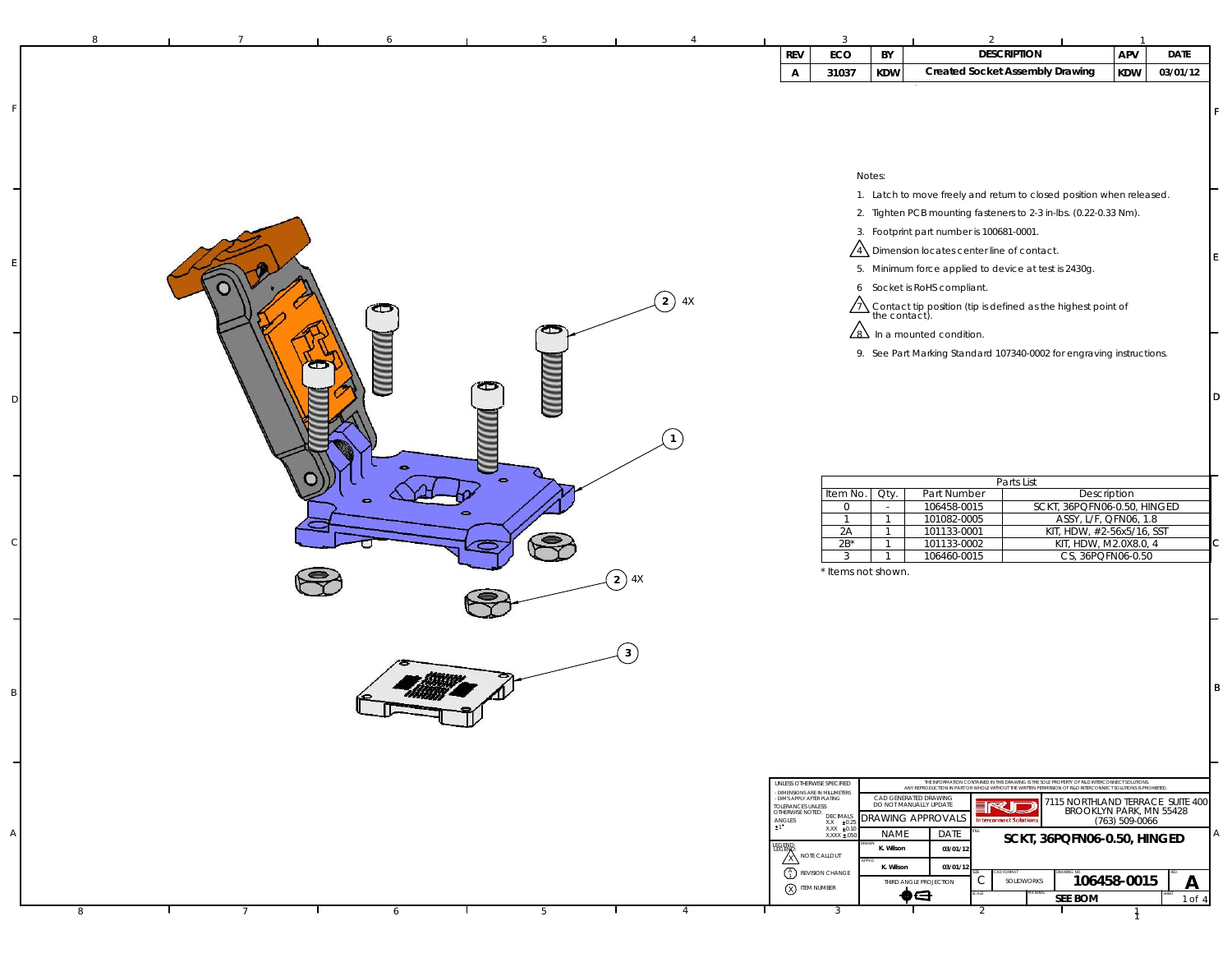| REV | ECO | BY | DESCRIPTION | APV | DATE |
|---|---|---|---|---|---|
| A | 31037 | KDW | Created Socket Assembly Drawing | KDW | 03/01/12 |

Notes:

1. Latch to move freely and return to closed position when released.
2. Tighten PCB mounting fasteners to 2-3 in-lbs. (0.22-0.33 Nm).
3. Footprint part number is 100681-0001.
4. Dimension locates center line of contact.
5. Minimum force applied to device at test is 2430g.
6. Socket is RoHS compliant.
7. Contact tip position (tip is defined as the highest point of the contact).
8. In a mounted condition.
9. See Part Marking Standard 107340-0002 for engraving instructions.

2 4X

1

2 4X

3

| Parts List | | | |
|---|---|---|---|
| Item No. | Qty. | Part Number | Description |
| 0 | - | 106458-0015 | SCKT, 36PQFN06-0.50, HINGED |
| 1 | 1 | 101082-0005 | ASSY, L/F, QFN06, 1.8 |
| 2A | 1 | 101133-0001 | KIT, HDW, #2-56x5/16, SST |
| 2B* | 1 | 101133-0002 | KIT, HDW, M2.0X8.0, 4 |
| 3 | 1 | 106460-0015 | CS, 36PQFN06-0.50 |

* Items not shown.

UNLESS OTHERWISE SPECIFIED
- DIMENSIONS ARE IN MILLIMETERS
- DIM'S APPLY AFTER PLATING
TOLERANCES UNLESS OTHERWISE NOTED:
ANGLES ±1°
DECIMALS X.X ±0.25, X.XX ±0.10, X.XXX ±.050

LEGEND:
X NOTE CALLOUT
REVISION CHANGE
X ITEM NUMBER

THE INFORMATION CONTAINED IN THIS DRAWING IS THE SOLE PROPERTY OF R&D INTERCONNECT SOLUTIONS. ANY REPRODUCTION IN PART OR WHOLE WITHOUT THE WRITTEN PERMISSION OF R&D INTERCONNECT SOLUTIONS IS PROHIBITED.

CAD GENERATED DRAWING DO NOT MANUALLY UPDATE

DRAWING APPROVALS

| | NAME | DATE |
|---|---|---|
| DRAWN | K. Wilson | 03/01/12 |
| APP'D | K. Wilson | 03/01/12 |

THIRD ANGLE PROJECTION

R&D Interconnect Solutions
7115 NORTHLAND TERRACE SUITE 400
BROOKLYN PARK, MN 55428
(763) 509-0066

TITLE: SCKT, 36PQFN06-0.50, HINGED

SIZE: C | CAD FORMAT: SOLIDWORKS | DRAWING NO.: 106458-0015 | REV.: A

MATERIAL: SEE BOM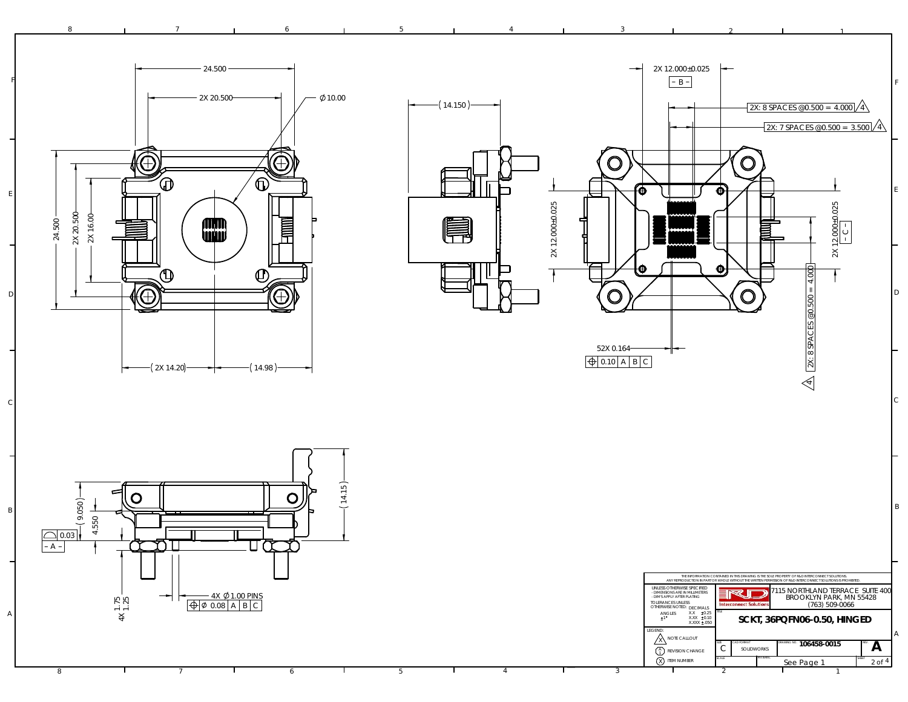24.500

2X 20.500

⌀10.00

24.500

2X 20.500

2X 16.00

( 2X 14.20 )

( 14.98 )

( 14.150 )

2X 12.000±0.025

– B –

2X: 8 SPACES @0.500 = 4.000 ⚠4

2X: 7 SPACES @0.500 = 3.500 ⚠4

2X 12.000±0.025

2X 12.000±0.025

– C –

2X: 8 SPACES @0.500 = 4.000

⚠4

52X 0.164

⌖ 0.10 | A | B | C

( 9.050 )

4.550

⌓ 0.03

– A –

( 14.15 )

1.75

4X 1.25

4X ⌀1.00 PINS

⌖ ⌀ 0.08 | A | B | C

THE INFORMATION CONTAINED IN THIS DRAWING IS THE SOLE PROPERTY OF R&D INTERCONNECT SOLUTIONS. ANY REPRODUCTION IN PART OR WHOLE WITHOUT THE WRITTEN PERMISSION OF R&D INTERCONNECT SOLUTIONS IS PROHIBITED.

UNLESS OTHERWISE SPECIFIED
- DIMENSIONS ARE IN MILLIMETERS
- DIM'S APPLY AFTER PLATING

TOLERANCES UNLESS OTHERWISE NOTED:

| ANGLES | DECIMALS | |
|---|---|---|
| ±1° | X.X | ±0.25 |
| | X.XX | ±0.10 |
| | X.XXX | ±.050 |

LEGEND:
- ⚠X NOTE CALLOUT
- (A/1) REVISION CHANGE
- (X) ITEM NUMBER

R&D Interconnect Solutions

7115 NORTHLAND TERRACE SUITE 400
BROOKLYN PARK, MN 55428
(763) 509-0066

TITLE: **SCKT, 36PQFN06-0.50, HINGED**

| SIZE | CAD FORMAT | DRAWING NO. | REV. |
|---|---|---|---|
| C | SOLIDWORKS | 106458-0015 | A |

| SCALE | MATERIAL | SHEET |
|---|---|---|
| | See Page 1 | 2 of 4 |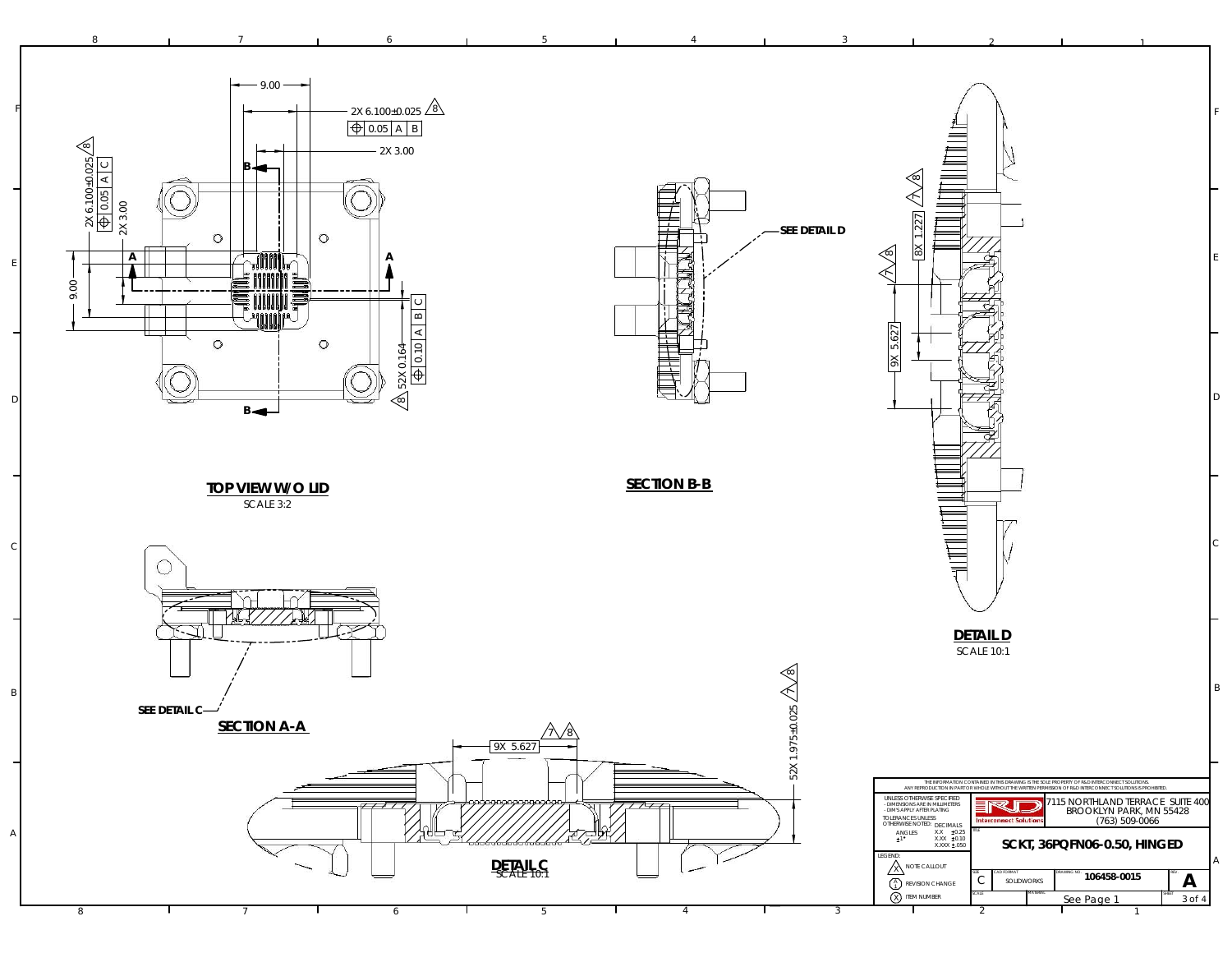## TOP VIEW W/O LID
SCALE 3:2

9.00

2X 6.100±0.025 8

⊕ 0.05 A B

2X 3.00

2X 6.100±0.025 8

⊕ 0.05 A C

2X 3.00

9.00

52X 0.164

⊕ 0.10 A B C

8

A A

B B

## SECTION B-B

SEE DETAIL D

## DETAIL D
SCALE 10:1

8X 1.227 7 8

7 8

9X 5.627

## SECTION A-A

SEE DETAIL C

## DETAIL C
SCALE 10:1

9X 5.627 7 8

52X 1.975±0.025 7 8

THE INFORMATION CONTAINED IN THIS DRAWING IS THE SOLE PROPERTY OF R&D INTERCONNECT SOLUTIONS. ANY REPRODUCTION IN PART OR WHOLE WITHOUT THE WRITTEN PERMISSION OF R&D INTERCONNECT SOLUTIONS IS PROHIBITED.

UNLESS OTHERWISE SPECIFIED
- DIMENSIONS ARE IN MILLIMETERS
- DIM'S APPLY AFTER PLATING

TOLERANCES UNLESS OTHERWISE NOTED:

| ANGLES | DECIMALS | |
|---|---|---|
| ±1° | X.X | ±0.25 |
| | X.XX | ±0.10 |
| | X.XXX | ±.050 |

LEGEND:
- X NOTE CALLOUT
- A REVISION CHANGE
- X ITEM NUMBER

R&D Interconnect Solutions

7115 NORTHLAND TERRACE SUITE 400
BROOKLYN PARK, MN 55428
(763) 509-0066

TITLE: SCKT, 36PQFN06-0.50, HINGED

| SIZE | CAD FORMAT | DRAWING NO. | REV. |
|---|---|---|---|
| C | SOLIDWORKS | 106458-0015 | A |

SCALE | MATERIAL: See Page 1 | SHEET 3 of 4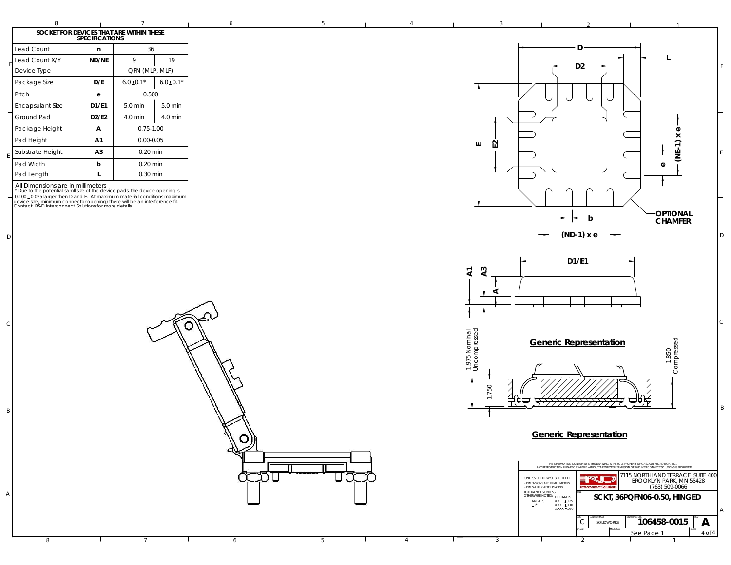| SOCKET FOR DEVICES THAT ARE WITHIN THESE SPECIFICATIONS | | | |
|---|---|---|---|
| Lead Count | n | 36 | |
| Lead Count X/Y | ND/NE | 9 | 19 |
| Device Type | | QFN (MLP, MLF) | |
| Package Size | D/E | 6.0±0.1* | 6.0±0.1* |
| Pitch | e | 0.500 | |
| Encapsulant Size | D1/E1 | 5.0 min | 5.0 min |
| Ground Pad | D2/E2 | 4.0 min | 4.0 min |
| Package Height | A | 0.75-1.00 | |
| Pad Height | A1 | 0.00-0.05 | |
| Substrate Height | A3 | 0.20 min | |
| Pad Width | b | 0.20 min | |
| Pad Length | L | 0.30 min | |

All Dimensions are in millimeters
* Due to the potential samll size of the device pads, the device opening is 0.100±0.025 larger then D and E. At maximum material conditions maximum device size, minimum connector opening) there will be an interference fit. Contact R&D Interconnect Solutions for more details.

D
D2
L
E
E2
(NE-1) x e
e
b
(ND-1) x e
OPTIONAL CHAMFER

D1/E1
A1
A3
A

1.975 Nominal Uncompressed
1.750
1.850 Compressed

**Generic Representation**

**Generic Representation**

THE INFORMATION CONTAINED IN THIS DRAWING IS THE SOLE PROPERTY OF CASCADE MICROTECH, INC. ANY REPRODUCTION IN PART OR WHOLE WITHOUT THE WRITTEN PERMISSION OF R&D INTERCONNECT SOLUTIONS IS PROHIBITED.

UNLESS OTHERWISE SPECIFIED
- DIMENSIONS ARE IN MILLIMETERS
- DIM'S APPLY AFTER PLATING

TOLERANCES UNLESS OTHERWISE NOTED:
ANGLES ±1°
DECIMALS X.X ±0.25, X.XX ±0.10, X.XXX ±.050

R&D Interconnect Solutions
7115 NORTHLAND TERRACE SUITE 400
BROOKLYN PARK, MN 55428
(763) 509-0066

TITLE: SCKT, 36PQFN06-0.50, HINGED

SIZE: C | CAD FORMAT: SOLIDWORKS | DRAWING NO.: 106458-0015 | REV: A

SCALE: See Page 1 | SHEET: 4 of 4